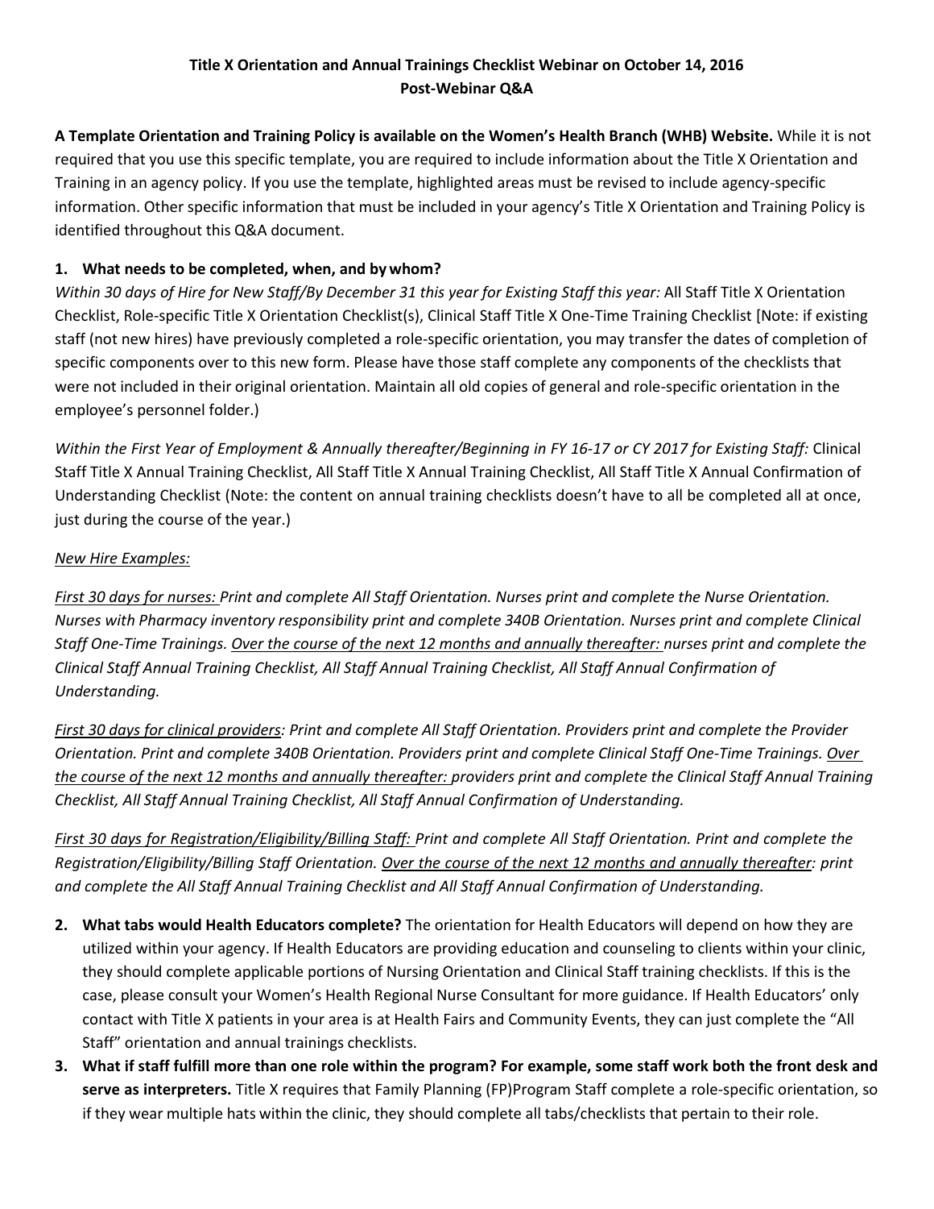# Title X Orientation and Annual Trainings Checklist Webinar on October 14, 2016
## Post-Webinar Q&A

**A Template Orientation and Training Policy is available on the Women's Health Branch (WHB) Website.** While it is not required that you use this specific template, you are required to include information about the Title X Orientation and Training in an agency policy. If you use the template, highlighted areas must be revised to include agency-specific information. Other specific information that must be included in your agency's Title X Orientation and Training Policy is identified throughout this Q&A document.

1. **What needs to be completed, when, and by whom?**

*Within 30 days of Hire for New Staff/By December 31 this year for Existing Staff this year:* All Staff Title X Orientation Checklist, Role-specific Title X Orientation Checklist(s), Clinical Staff Title X One-Time Training Checklist [Note: if existing staff (not new hires) have previously completed a role-specific orientation, you may transfer the dates of completion of specific components over to this new form. Please have those staff complete any components of the checklists that were not included in their original orientation. Maintain all old copies of general and role-specific orientation in the employee's personnel folder.)

*Within the First Year of Employment & Annually thereafter/Beginning in FY 16-17 or CY 2017 for Existing Staff:* Clinical Staff Title X Annual Training Checklist, All Staff Title X Annual Training Checklist, All Staff Title X Annual Confirmation of Understanding Checklist (Note: the content on annual training checklists doesn't have to all be completed all at once, just during the course of the year.)

<u>*New Hire Examples:*</u>

*<u>First 30 days for nurses:</u> Print and complete All Staff Orientation. Nurses print and complete the Nurse Orientation. Nurses with Pharmacy inventory responsibility print and complete 340B Orientation. Nurses print and complete Clinical Staff One-Time Trainings. <u>Over the course of the next 12 months and annually thereafter:</u> nurses print and complete the Clinical Staff Annual Training Checklist, All Staff Annual Training Checklist, All Staff Annual Confirmation of Understanding.*

*<u>First 30 days for clinical providers</u>: Print and complete All Staff Orientation. Providers print and complete the Provider Orientation. Print and complete 340B Orientation. Providers print and complete Clinical Staff One-Time Trainings. <u>Over the course of the next 12 months and annually thereafter:</u> providers print and complete the Clinical Staff Annual Training Checklist, All Staff Annual Training Checklist, All Staff Annual Confirmation of Understanding.*

*<u>First 30 days for Registration/Eligibility/Billing Staff:</u> Print and complete All Staff Orientation. Print and complete the Registration/Eligibility/Billing Staff Orientation. <u>Over the course of the next 12 months and annually thereafter</u>: print and complete the All Staff Annual Training Checklist and All Staff Annual Confirmation of Understanding.*

2. **What tabs would Health Educators complete?** The orientation for Health Educators will depend on how they are utilized within your agency. If Health Educators are providing education and counseling to clients within your clinic, they should complete applicable portions of Nursing Orientation and Clinical Staff training checklists. If this is the case, please consult your Women's Health Regional Nurse Consultant for more guidance. If Health Educators' only contact with Title X patients in your area is at Health Fairs and Community Events, they can just complete the "All Staff" orientation and annual trainings checklists.
3. **What if staff fulfill more than one role within the program? For example, some staff work both the front desk and serve as interpreters.** Title X requires that Family Planning (FP)Program Staff complete a role-specific orientation, so if they wear multiple hats within the clinic, they should complete all tabs/checklists that pertain to their role.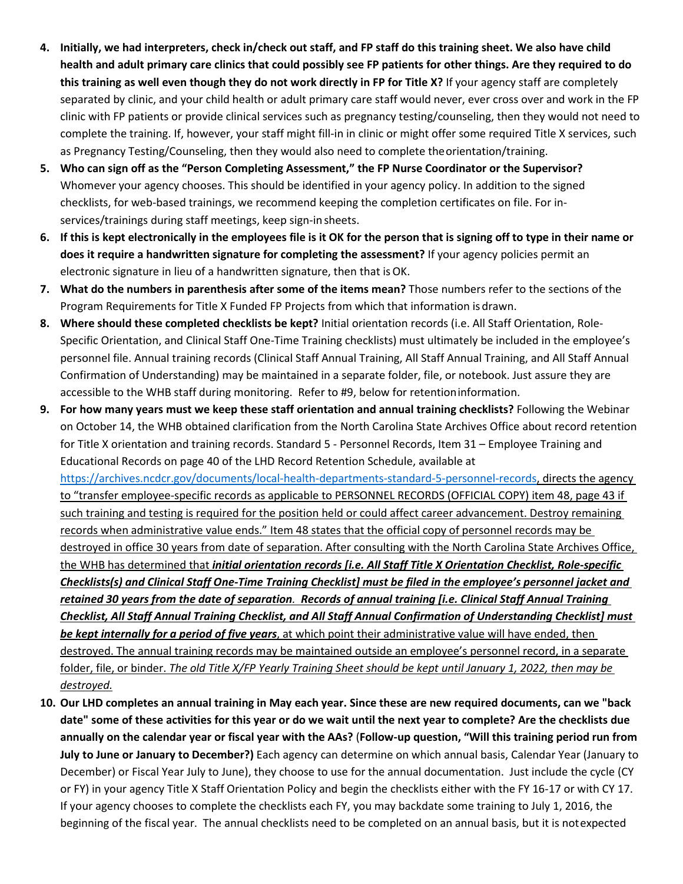4. **Initially, we had interpreters, check in/check out staff, and FP staff do this training sheet. We also have child health and adult primary care clinics that could possibly see FP patients for other things. Are they required to do this training as well even though they do not work directly in FP for Title X?** If your agency staff are completely separated by clinic, and your child health or adult primary care staff would never, ever cross over and work in the FP clinic with FP patients or provide clinical services such as pregnancy testing/counseling, then they would not need to complete the training. If, however, your staff might fill-in in clinic or might offer some required Title X services, such as Pregnancy Testing/Counseling, then they would also need to complete the orientation/training.
5. **Who can sign off as the "Person Completing Assessment," the FP Nurse Coordinator or the Supervisor?** Whomever your agency chooses. This should be identified in your agency policy. In addition to the signed checklists, for web-based trainings, we recommend keeping the completion certificates on file. For in-services/trainings during staff meetings, keep sign-in sheets.
6. **If this is kept electronically in the employees file is it OK for the person that is signing off to type in their name or does it require a handwritten signature for completing the assessment?** If your agency policies permit an electronic signature in lieu of a handwritten signature, then that is OK.
7. **What do the numbers in parenthesis after some of the items mean?** Those numbers refer to the sections of the Program Requirements for Title X Funded FP Projects from which that information is drawn.
8. **Where should these completed checklists be kept?** Initial orientation records (i.e. All Staff Orientation, Role-Specific Orientation, and Clinical Staff One-Time Training checklists) must ultimately be included in the employee's personnel file. Annual training records (Clinical Staff Annual Training, All Staff Annual Training, and All Staff Annual Confirmation of Understanding) may be maintained in a separate folder, file, or notebook. Just assure they are accessible to the WHB staff during monitoring. Refer to #9, below for retention information.
9. **For how many years must we keep these staff orientation and annual training checklists?** Following the Webinar on October 14, the WHB obtained clarification from the North Carolina State Archives Office about record retention for Title X orientation and training records. Standard 5 - Personnel Records, Item 31 – Employee Training and Educational Records on page 40 of the LHD Record Retention Schedule, available at https://archives.ncdcr.gov/documents/local-health-departments-standard-5-personnel-records, directs the agency to "transfer employee-specific records as applicable to PERSONNEL RECORDS (OFFICIAL COPY) item 48, page 43 if such training and testing is required for the position held or could affect career advancement. Destroy remaining records when administrative value ends." Item 48 states that the official copy of personnel records may be destroyed in office 30 years from date of separation. After consulting with the North Carolina State Archives Office, the WHB has determined that ***initial orientation records [i.e. All Staff Title X Orientation Checklist, Role-specific Checklists(s) and Clinical Staff One-Time Training Checklist] must be filed in the employee's personnel jacket and retained 30 years from the date of separation***. ***Records of annual training [i.e. Clinical Staff Annual Training Checklist, All Staff Annual Training Checklist, and All Staff Annual Confirmation of Understanding Checklist] must be kept internally for a period of five years***, at which point their administrative value will have ended, then destroyed. The annual training records may be maintained outside an employee's personnel record, in a separate folder, file, or binder. *The old Title X/FP Yearly Training Sheet should be kept until January 1, 2022, then may be destroyed.*
10. **Our LHD completes an annual training in May each year. Since these are new required documents, can we "back date" some of these activities for this year or do we wait until the next year to complete? Are the checklists due annually on the calendar year or fiscal year with the AAs?** (**Follow-up question, "Will this training period run from July to June or January to December?)** Each agency can determine on which annual basis, Calendar Year (January to December) or Fiscal Year July to June), they choose to use for the annual documentation. Just include the cycle (CY or FY) in your agency Title X Staff Orientation Policy and begin the checklists either with the FY 16-17 or with CY 17. If your agency chooses to complete the checklists each FY, you may backdate some training to July 1, 2016, the beginning of the fiscal year. The annual checklists need to be completed on an annual basis, but it is not expected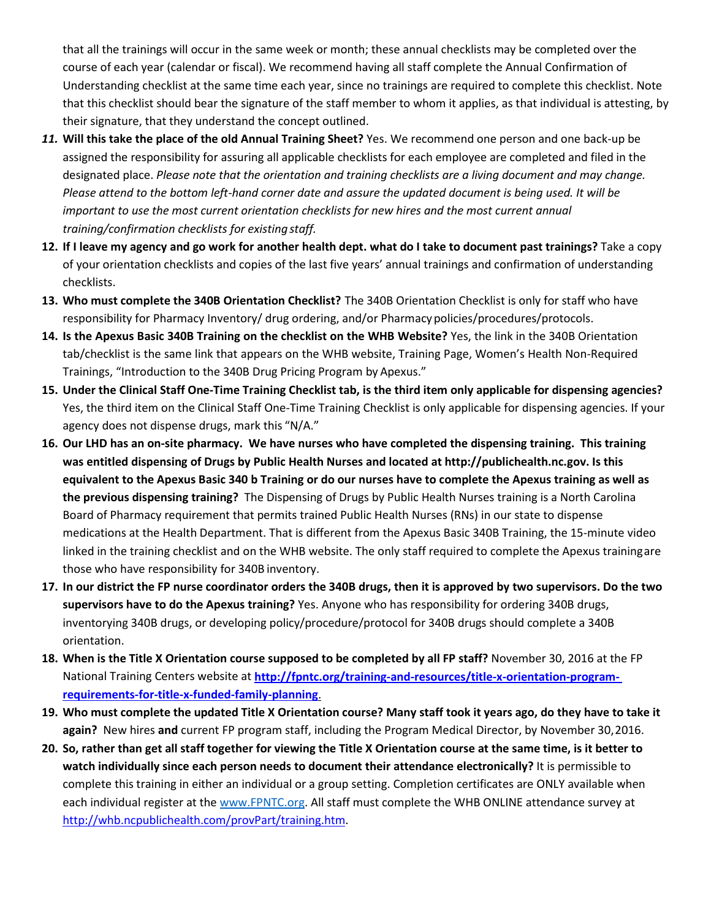that all the trainings will occur in the same week or month; these annual checklists may be completed over the course of each year (calendar or fiscal). We recommend having all staff complete the Annual Confirmation of Understanding checklist at the same time each year, since no trainings are required to complete this checklist. Note that this checklist should bear the signature of the staff member to whom it applies, as that individual is attesting, by their signature, that they understand the concept outlined.

11. **Will this take the place of the old Annual Training Sheet?** Yes. We recommend one person and one back-up be assigned the responsibility for assuring all applicable checklists for each employee are completed and filed in the designated place. *Please note that the orientation and training checklists are a living document and may change. Please attend to the bottom left-hand corner date and assure the updated document is being used. It will be important to use the most current orientation checklists for new hires and the most current annual training/confirmation checklists for existing staff.*
12. **If I leave my agency and go work for another health dept. what do I take to document past trainings?** Take a copy of your orientation checklists and copies of the last five years' annual trainings and confirmation of understanding checklists.
13. **Who must complete the 340B Orientation Checklist?** The 340B Orientation Checklist is only for staff who have responsibility for Pharmacy Inventory/ drug ordering, and/or Pharmacy policies/procedures/protocols.
14. **Is the Apexus Basic 340B Training on the checklist on the WHB Website?** Yes, the link in the 340B Orientation tab/checklist is the same link that appears on the WHB website, Training Page, Women's Health Non-Required Trainings, "Introduction to the 340B Drug Pricing Program by Apexus."
15. **Under the Clinical Staff One-Time Training Checklist tab, is the third item only applicable for dispensing agencies?** Yes, the third item on the Clinical Staff One-Time Training Checklist is only applicable for dispensing agencies. If your agency does not dispense drugs, mark this "N/A."
16. **Our LHD has an on-site pharmacy. We have nurses who have completed the dispensing training. This training was entitled dispensing of Drugs by Public Health Nurses and located at http://publichealth.nc.gov. Is this equivalent to the Apexus Basic 340 b Training or do our nurses have to complete the Apexus training as well as the previous dispensing training?** The Dispensing of Drugs by Public Health Nurses training is a North Carolina Board of Pharmacy requirement that permits trained Public Health Nurses (RNs) in our state to dispense medications at the Health Department. That is different from the Apexus Basic 340B Training, the 15-minute video linked in the training checklist and on the WHB website. The only staff required to complete the Apexus training are those who have responsibility for 340B inventory.
17. **In our district the FP nurse coordinator orders the 340B drugs, then it is approved by two supervisors. Do the two supervisors have to do the Apexus training?** Yes. Anyone who has responsibility for ordering 340B drugs, inventorying 340B drugs, or developing policy/procedure/protocol for 340B drugs should complete a 340B orientation.
18. **When is the Title X Orientation course supposed to be completed by all FP staff?** November 30, 2016 at the FP National Training Centers website at **[http://fpntc.org/training-and-resources/title-x-orientation-program-requirements-for-title-x-funded-family-planning](http://fpntc.org/training-and-resources/title-x-orientation-program-requirements-for-title-x-funded-family-planning)**.
19. **Who must complete the updated Title X Orientation course? Many staff took it years ago, do they have to take it again?** New hires **and** current FP program staff, including the Program Medical Director, by November 30, 2016.
20. **So, rather than get all staff together for viewing the Title X Orientation course at the same time, is it better to watch individually since each person needs to document their attendance electronically?** It is permissible to complete this training in either an individual or a group setting. Completion certificates are ONLY available when each individual register at the [www.FPNTC.org](http://www.FPNTC.org). All staff must complete the WHB ONLINE attendance survey at [http://whb.ncpublichealth.com/provPart/training.htm](http://whb.ncpublichealth.com/provPart/training.htm).